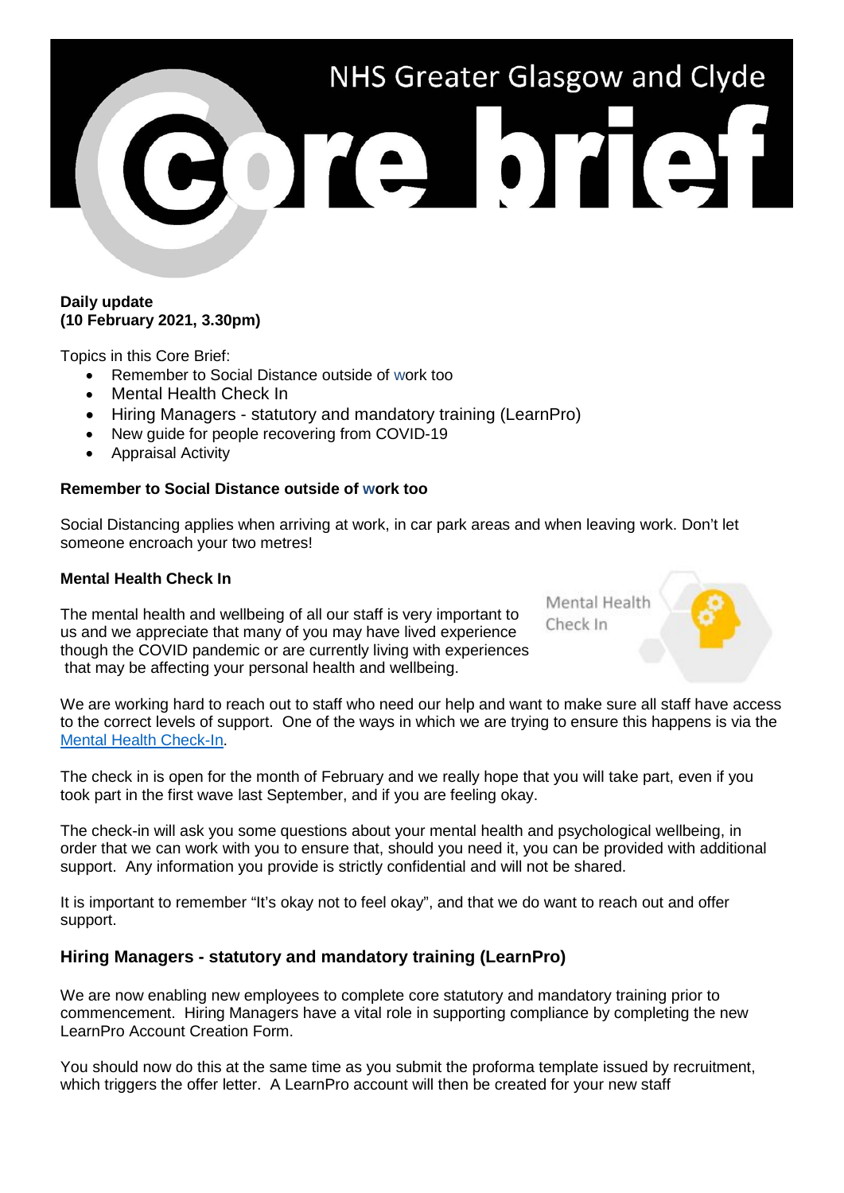# NHS Greater Glasgow and Clyde Core brief

**Daily update**
**(10 February 2021, 3.30pm)**

Topics in this Core Brief:

- Remember to Social Distance outside of work too
- Mental Health Check In
- Hiring Managers - statutory and mandatory training (LearnPro)
- New guide for people recovering from COVID-19
- Appraisal Activity

**Remember to Social Distance outside of work too**

Social Distancing applies when arriving at work, in car park areas and when leaving work. Don't let someone encroach your two metres!

**Mental Health Check In**

The mental health and wellbeing of all our staff is very important to us and we appreciate that many of you may have lived experience though the COVID pandemic or are currently living with experiences that may be affecting your personal health and wellbeing.

We are working hard to reach out to staff who need our help and want to make sure all staff have access to the correct levels of support. One of the ways in which we are trying to ensure this happens is via the Mental Health Check-In.

The check in is open for the month of February and we really hope that you will take part, even if you took part in the first wave last September, and if you are feeling okay.

The check-in will ask you some questions about your mental health and psychological wellbeing, in order that we can work with you to ensure that, should you need it, you can be provided with additional support. Any information you provide is strictly confidential and will not be shared.

It is important to remember "It's okay not to feel okay", and that we do want to reach out and offer support.

**Hiring Managers - statutory and mandatory training (LearnPro)**

We are now enabling new employees to complete core statutory and mandatory training prior to commencement. Hiring Managers have a vital role in supporting compliance by completing the new LearnPro Account Creation Form.

You should now do this at the same time as you submit the proforma template issued by recruitment, which triggers the offer letter. A LearnPro account will then be created for your new staff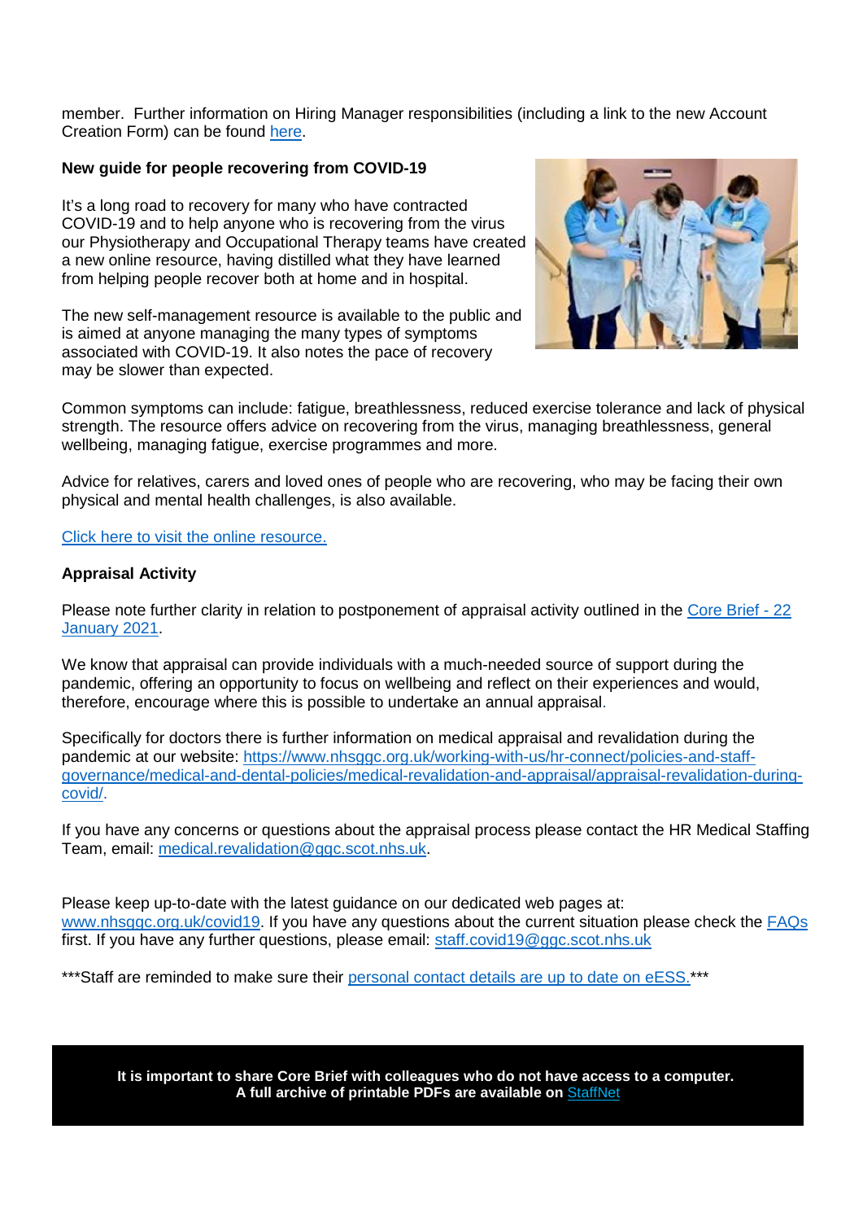member. Further information on Hiring Manager responsibilities (including a link to the new Account Creation Form) can be found here.

**New guide for people recovering from COVID-19**

It's a long road to recovery for many who have contracted COVID-19 and to help anyone who is recovering from the virus our Physiotherapy and Occupational Therapy teams have created a new online resource, having distilled what they have learned from helping people recover both at home and in hospital.

The new self-management resource is available to the public and is aimed at anyone managing the many types of symptoms associated with COVID-19. It also notes the pace of recovery may be slower than expected.

Common symptoms can include: fatigue, breathlessness, reduced exercise tolerance and lack of physical strength. The resource offers advice on recovering from the virus, managing breathlessness, general wellbeing, managing fatigue, exercise programmes and more.

Advice for relatives, carers and loved ones of people who are recovering, who may be facing their own physical and mental health challenges, is also available.

Click here to visit the online resource.

**Appraisal Activity**

Please note further clarity in relation to postponement of appraisal activity outlined in the Core Brief - 22 January 2021.

We know that appraisal can provide individuals with a much-needed source of support during the pandemic, offering an opportunity to focus on wellbeing and reflect on their experiences and would, therefore, encourage where this is possible to undertake an annual appraisal.

Specifically for doctors there is further information on medical appraisal and revalidation during the pandemic at our website: https://www.nhsggc.org.uk/working-with-us/hr-connect/policies-and-staff-governance/medical-and-dental-policies/medical-revalidation-and-appraisal/appraisal-revalidation-during-covid/.

If you have any concerns or questions about the appraisal process please contact the HR Medical Staffing Team, email: medical.revalidation@ggc.scot.nhs.uk.

Please keep up-to-date with the latest guidance on our dedicated web pages at: www.nhsggc.org.uk/covid19. If you have any questions about the current situation please check the FAQs first. If you have any further questions, please email: staff.covid19@ggc.scot.nhs.uk

***Staff are reminded to make sure their personal contact details are up to date on eESS.***

**It is important to share Core Brief with colleagues who do not have access to a computer.**
**A full archive of printable PDFs are available on StaffNet**